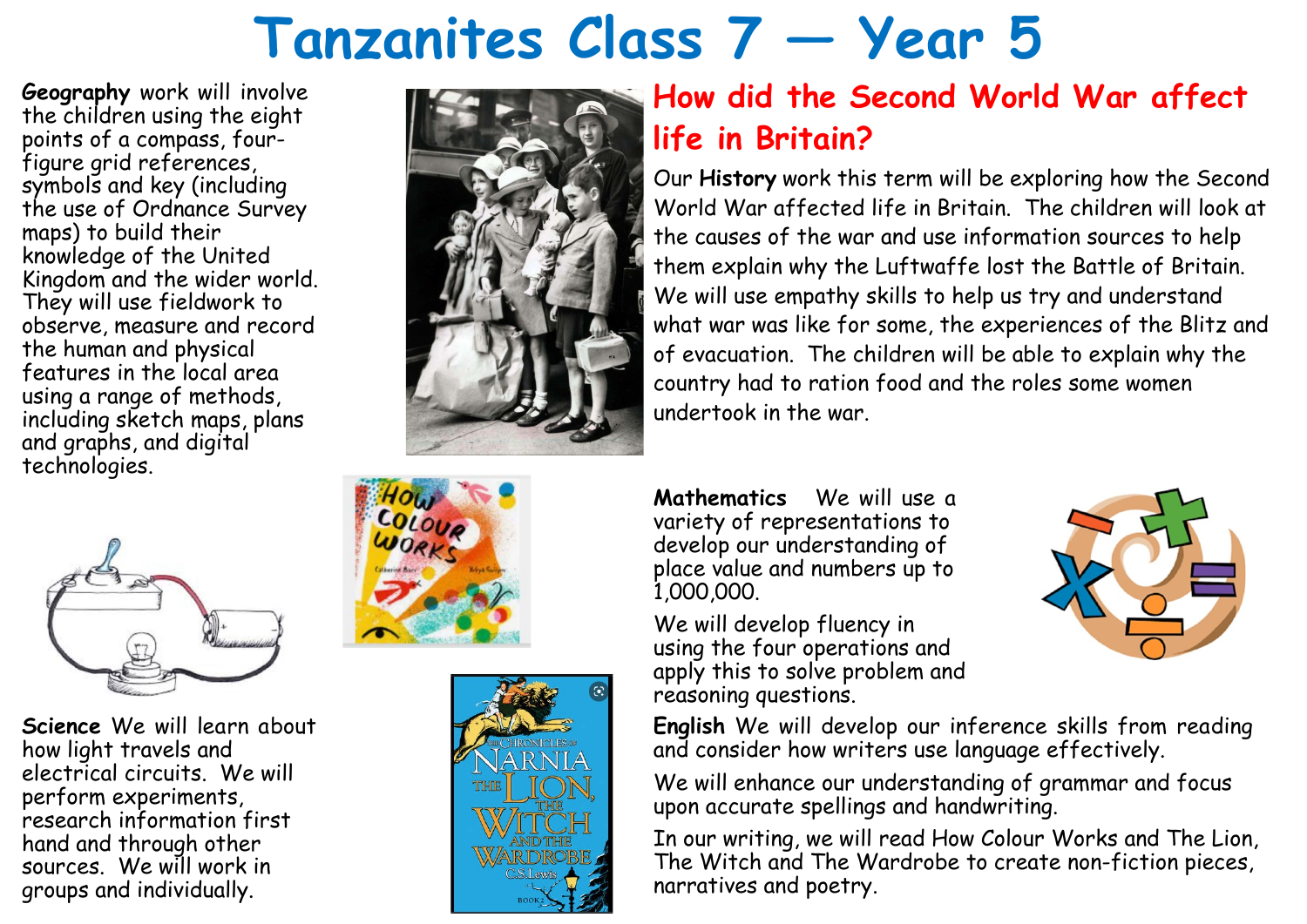# Tanzanites Class 7 — Year 5

**Geography** work will involve the children using the eight points of a compass, four-figure grid references, symbols and key (including the use of Ordnance Survey maps) to build their knowledge of the United Kingdom and the wider world. They will use fieldwork to observe, measure and record the human and physical features in the local area using a range of methods, including sketch maps, plans and graphs, and digital technologies.

## How did the Second World War affect life in Britain?

Our **History** work this term will be exploring how the Second World War affected life in Britain. The children will look at the causes of the war and use information sources to help them explain why the Luftwaffe lost the Battle of Britain. We will use empathy skills to help us try and understand what war was like for some, the experiences of the Blitz and of evacuation. The children will be able to explain why the country had to ration food and the roles some women undertook in the war.

**Science** We will learn about how light travels and electrical circuits. We will perform experiments, research information first hand and through other sources. We will work in groups and individually.

**Mathematics** We will use a variety of representations to develop our understanding of place value and numbers up to 1,000,000.

We will develop fluency in using the four operations and apply this to solve problem and reasoning questions.

**English** We will develop our inference skills from reading and consider how writers use language effectively.

We will enhance our understanding of grammar and focus upon accurate spellings and handwriting.

In our writing, we will read How Colour Works and The Lion, The Witch and The Wardrobe to create non-fiction pieces, narratives and poetry.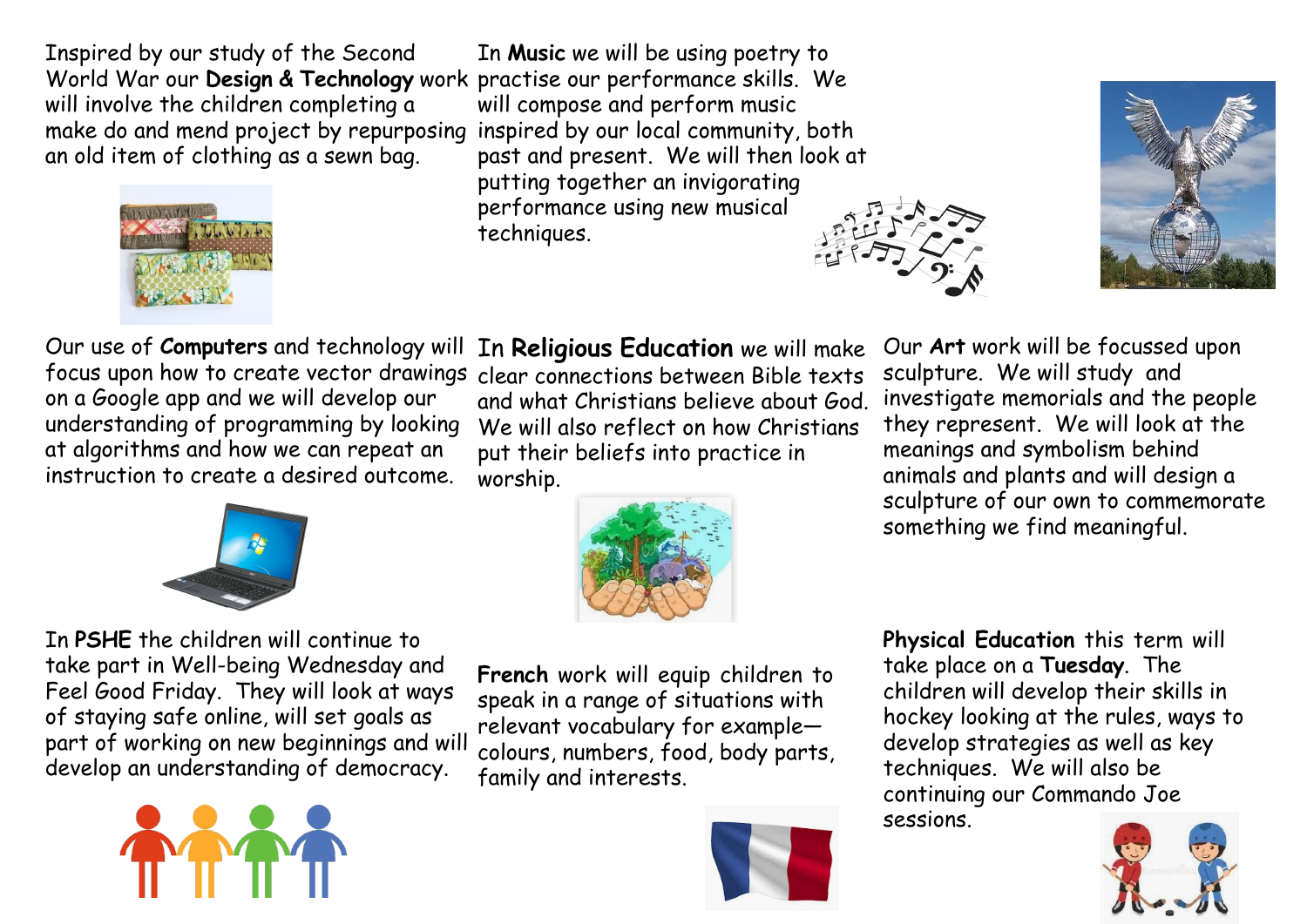Inspired by our study of the Second World War our **Design & Technology** work will involve the children completing a make do and mend project by repurposing an old item of clothing as a sewn bag.

In **Music** we will be using poetry to practise our performance skills. We will compose and perform music inspired by our local community, both past and present. We will then look at putting together an invigorating performance using new musical techniques.

Our use of **Computers** and technology will focus upon how to create vector drawings on a Google app and we will develop our understanding of programming by looking at algorithms and how we can repeat an instruction to create a desired outcome.

In **Religious Education** we will make clear connections between Bible texts and what Christians believe about God. We will also reflect on how Christians put their beliefs into practice in worship.

Our **Art** work will be focussed upon sculpture. We will study and investigate memorials and the people they represent. We will look at the meanings and symbolism behind animals and plants and will design a sculpture of our own to commemorate something we find meaningful.

In **PSHE** the children will continue to take part in Well-being Wednesday and Feel Good Friday. They will look at ways of staying safe online, will set goals as part of working on new beginnings and will develop an understanding of democracy.

**French** work will equip children to speak in a range of situations with relevant vocabulary for example—colours, numbers, food, body parts, family and interests.

**Physical Education** this term will take place on a **Tuesday**. The children will develop their skills in hockey looking at the rules, ways to develop strategies as well as key techniques. We will also be continuing our Commando Joe sessions.